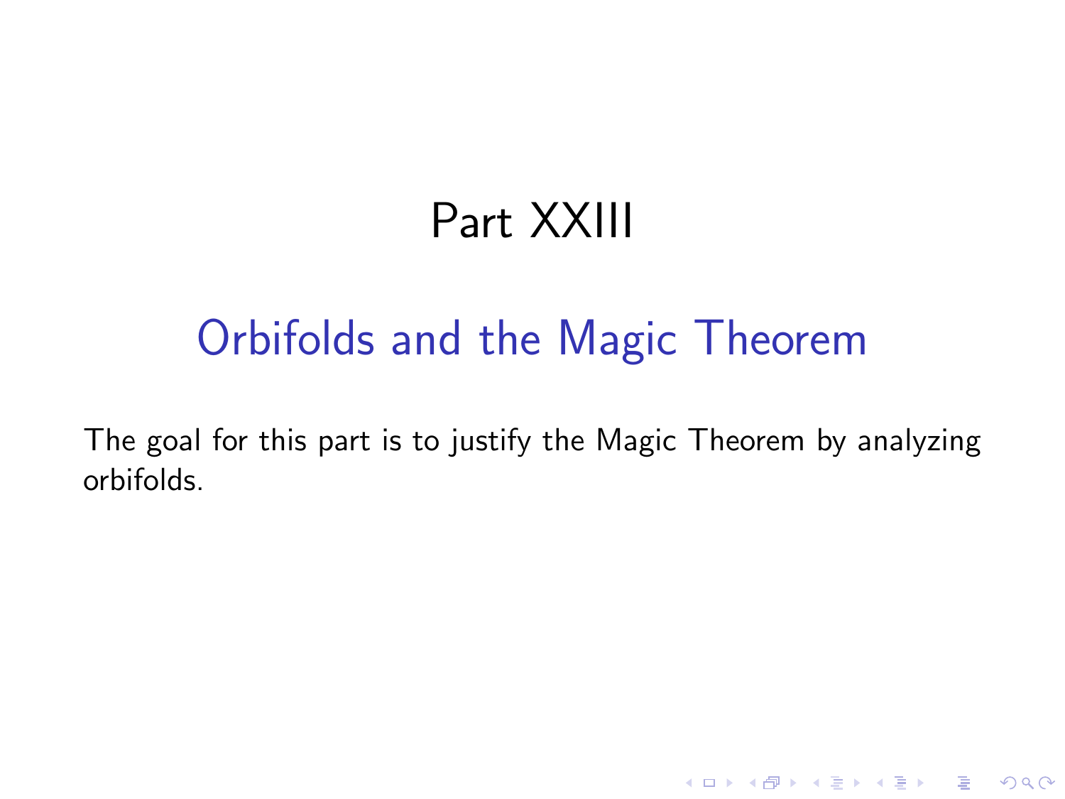# Part XXIII

## Orbifolds and the Magic Theorem

The goal for this part is to justify the Magic Theorem by analyzing orbifolds.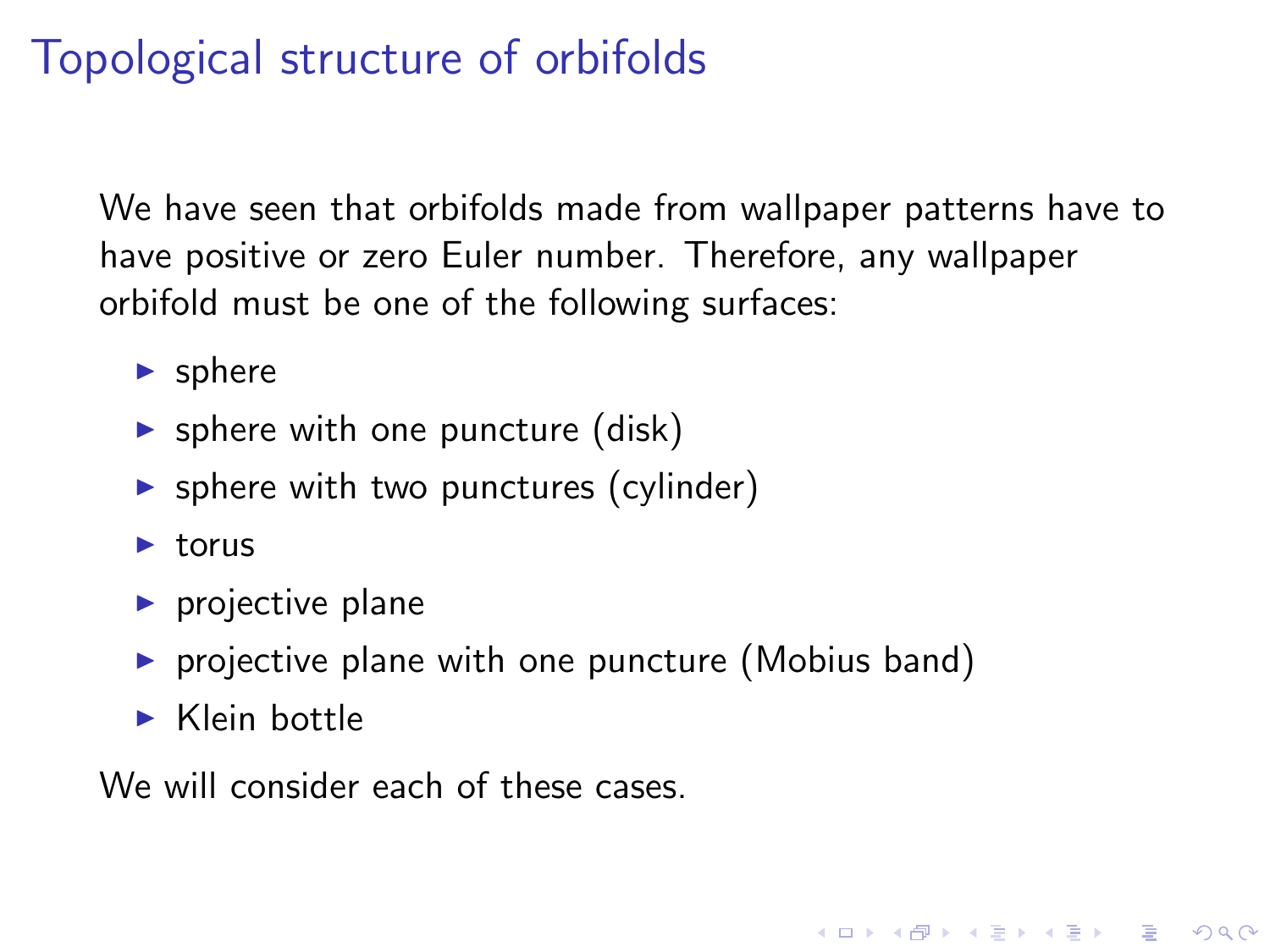# Topological structure of orbifolds

We have seen that orbifolds made from wallpaper patterns have to have positive or zero Euler number. Therefore, any wallpaper orbifold must be one of the following surfaces:

- sphere
- sphere with one puncture (disk)
- sphere with two punctures (cylinder)
- torus
- projective plane
- projective plane with one puncture (Mobius band)
- Klein bottle

We will consider each of these cases.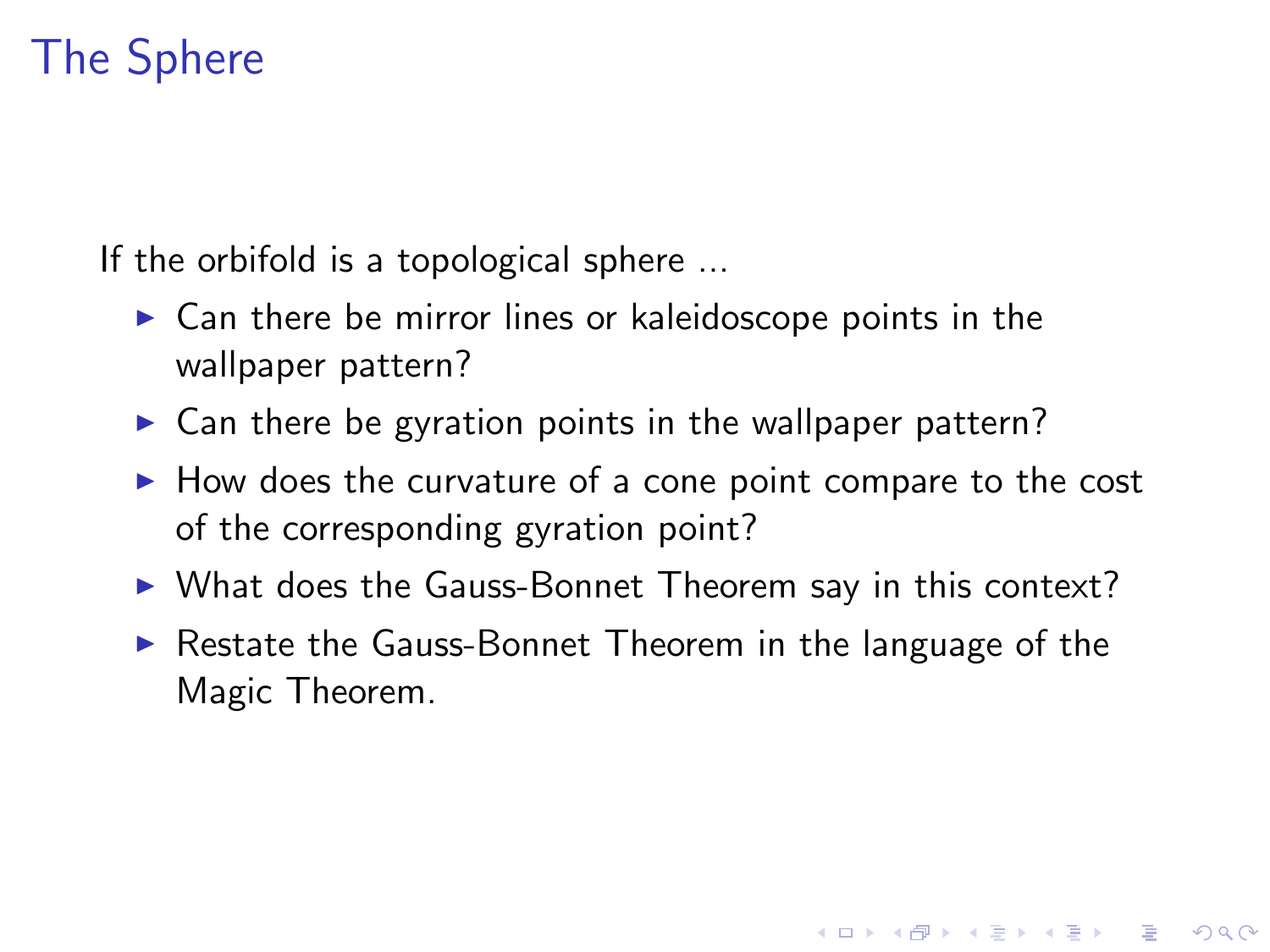# The Sphere

If the orbifold is a topological sphere ...

- Can there be mirror lines or kaleidoscope points in the wallpaper pattern?
- Can there be gyration points in the wallpaper pattern?
- How does the curvature of a cone point compare to the cost of the corresponding gyration point?
- What does the Gauss-Bonnet Theorem say in this context?
- Restate the Gauss-Bonnet Theorem in the language of the Magic Theorem.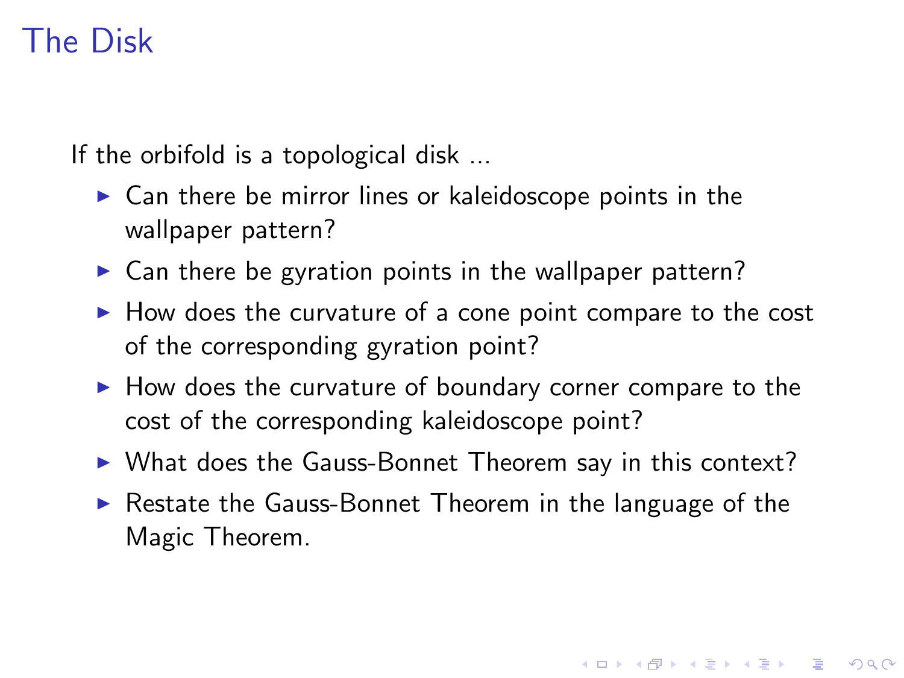# The Disk

If the orbifold is a topological disk ...

- Can there be mirror lines or kaleidoscope points in the wallpaper pattern?
- Can there be gyration points in the wallpaper pattern?
- How does the curvature of a cone point compare to the cost of the corresponding gyration point?
- How does the curvature of boundary corner compare to the cost of the corresponding kaleidoscope point?
- What does the Gauss-Bonnet Theorem say in this context?
- Restate the Gauss-Bonnet Theorem in the language of the Magic Theorem.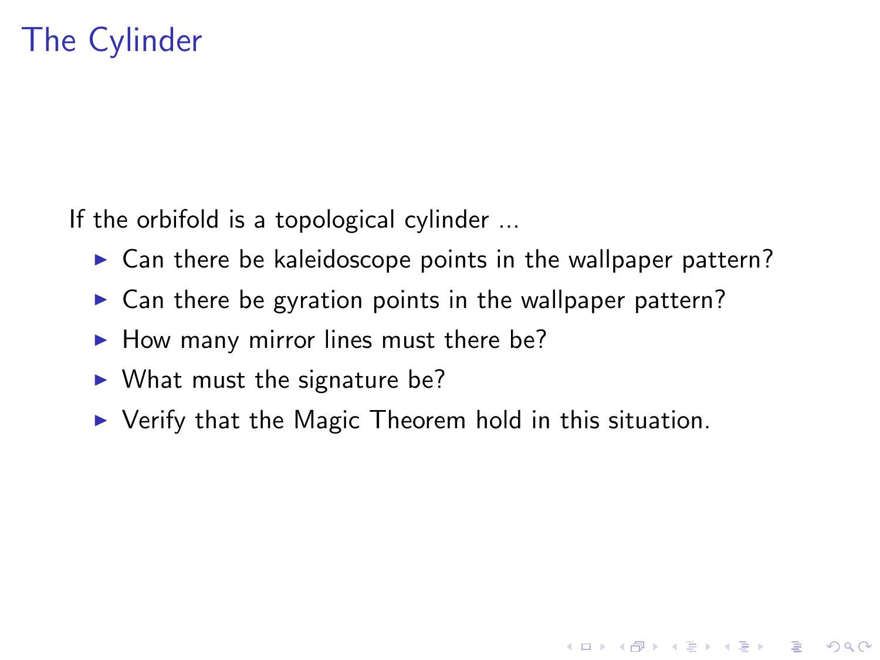# The Cylinder

If the orbifold is a topological cylinder ...

- Can there be kaleidoscope points in the wallpaper pattern?
- Can there be gyration points in the wallpaper pattern?
- How many mirror lines must there be?
- What must the signature be?
- Verify that the Magic Theorem hold in this situation.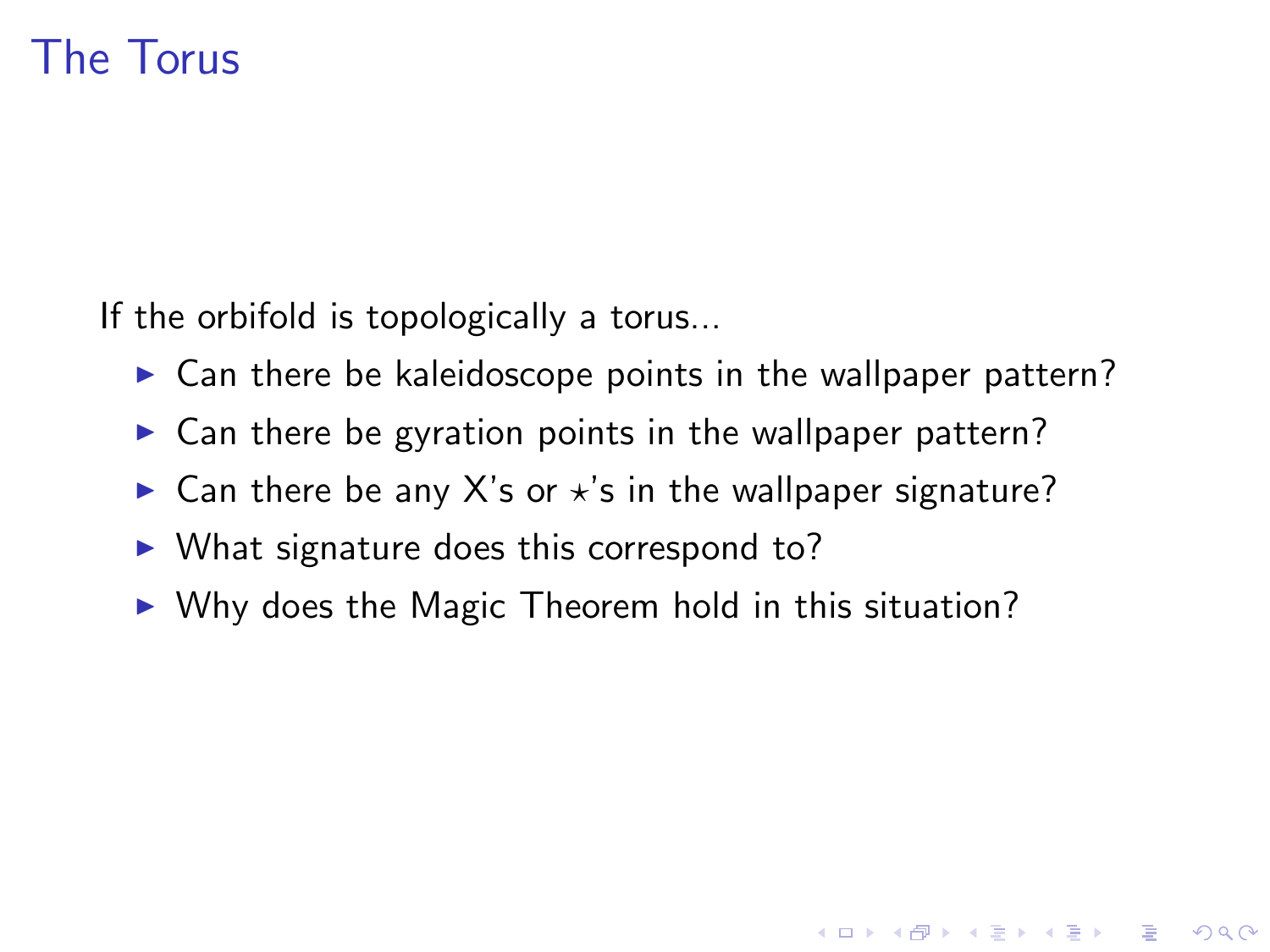# The Torus

If the orbifold is topologically a torus...

- Can there be kaleidoscope points in the wallpaper pattern?
- Can there be gyration points in the wallpaper pattern?
- Can there be any X's or $\star$'s in the wallpaper signature?
- What signature does this correspond to?
- Why does the Magic Theorem hold in this situation?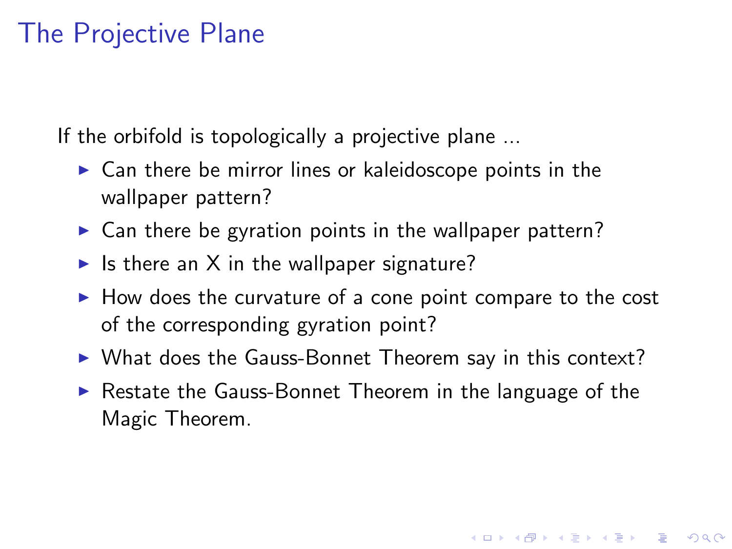# The Projective Plane

If the orbifold is topologically a projective plane ...

- Can there be mirror lines or kaleidoscope points in the wallpaper pattern?
- Can there be gyration points in the wallpaper pattern?
- Is there an X in the wallpaper signature?
- How does the curvature of a cone point compare to the cost of the corresponding gyration point?
- What does the Gauss-Bonnet Theorem say in this context?
- Restate the Gauss-Bonnet Theorem in the language of the Magic Theorem.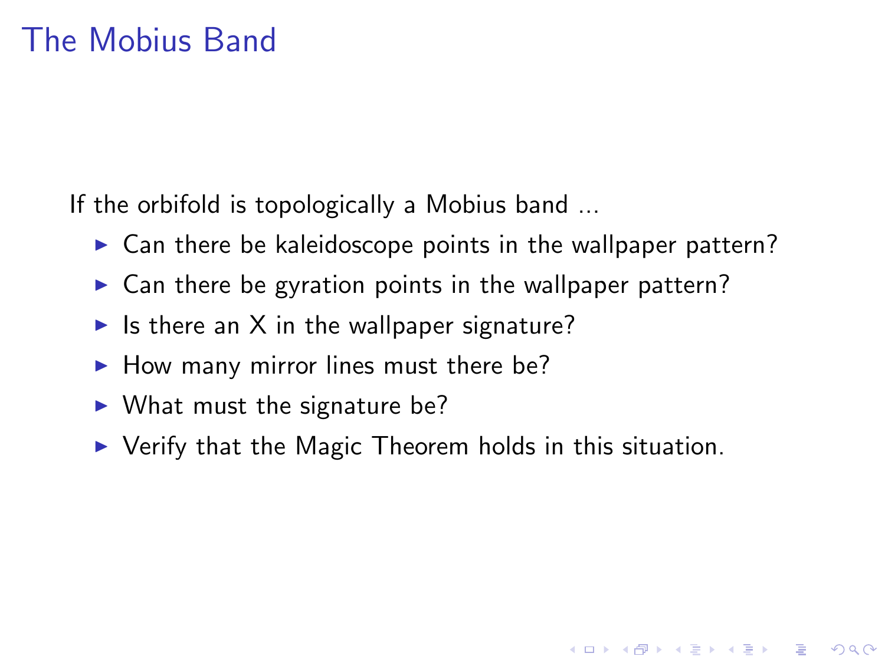# The Mobius Band

If the orbifold is topologically a Mobius band ...

- Can there be kaleidoscope points in the wallpaper pattern?
- Can there be gyration points in the wallpaper pattern?
- Is there an X in the wallpaper signature?
- How many mirror lines must there be?
- What must the signature be?
- Verify that the Magic Theorem holds in this situation.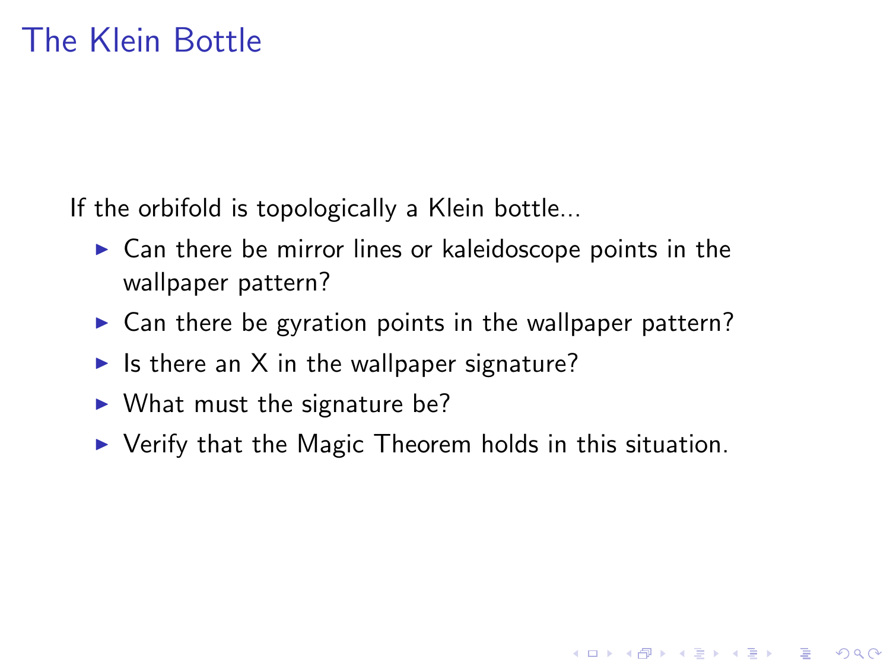# The Klein Bottle

If the orbifold is topologically a Klein bottle...

- Can there be mirror lines or kaleidoscope points in the wallpaper pattern?
- Can there be gyration points in the wallpaper pattern?
- Is there an X in the wallpaper signature?
- What must the signature be?
- Verify that the Magic Theorem holds in this situation.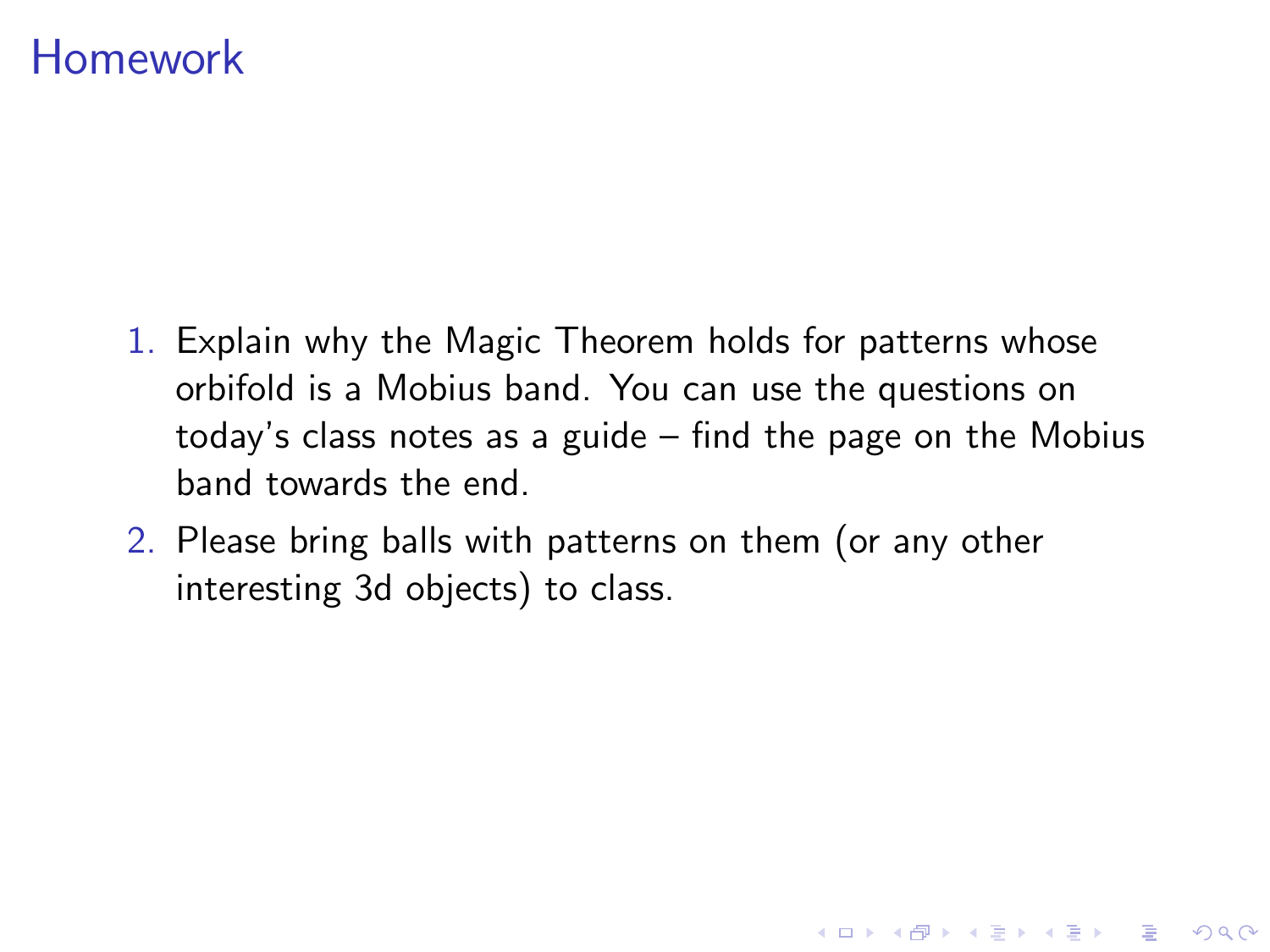# Homework

1. Explain why the Magic Theorem holds for patterns whose orbifold is a Mobius band. You can use the questions on today's class notes as a guide – find the page on the Mobius band towards the end.
2. Please bring balls with patterns on them (or any other interesting 3d objects) to class.